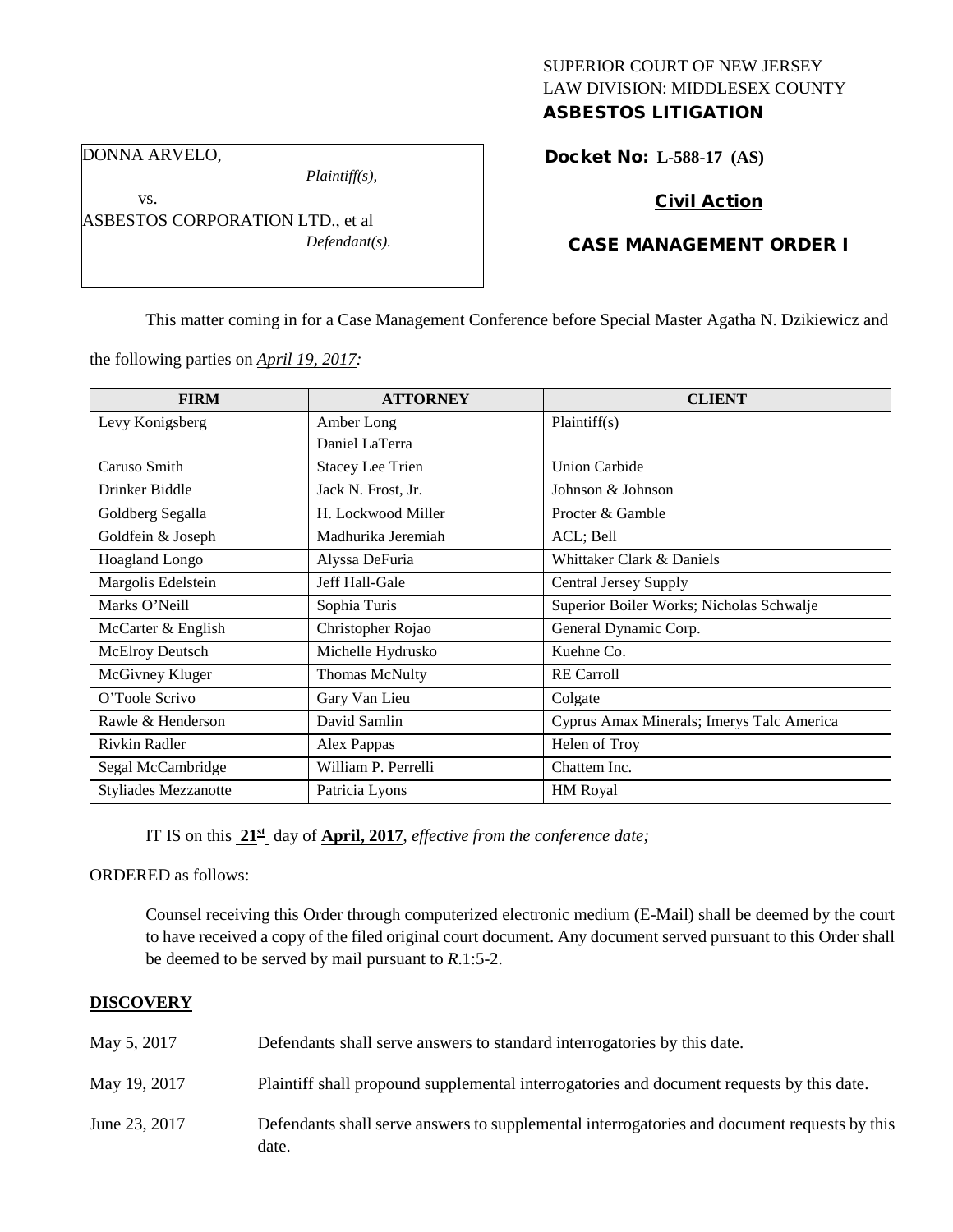SUPERIOR COURT OF NEW JERSEY
LAW DIVISION: MIDDLESEX COUNTY
**ASBESTOS LITIGATION**

DONNA ARVELO,
*Plaintiff(s),*
vs.
ASBESTOS CORPORATION LTD., et al
*Defendant(s).*

**Docket No: L-588-17 (AS)**

**Civil Action**

**CASE MANAGEMENT ORDER I**

This matter coming in for a Case Management Conference before Special Master Agatha N. Dzikiewicz and the following parties on *April 19, 2017:*

| FIRM | ATTORNEY | CLIENT |
|---|---|---|
| Levy Konigsberg | Amber Long<br>Daniel LaTerra | Plaintiff(s) |
| Caruso Smith | Stacey Lee Trien | Union Carbide |
| Drinker Biddle | Jack N. Frost, Jr. | Johnson & Johnson |
| Goldberg Segalla | H. Lockwood Miller | Procter & Gamble |
| Goldfein & Joseph | Madhurika Jeremiah | ACL; Bell |
| Hoagland Longo | Alyssa DeFuria | Whittaker Clark & Daniels |
| Margolis Edelstein | Jeff Hall-Gale | Central Jersey Supply |
| Marks O'Neill | Sophia Turis | Superior Boiler Works; Nicholas Schwalje |
| McCarter & English | Christopher Rojao | General Dynamic Corp. |
| McElroy Deutsch | Michelle Hydrusko | Kuehne Co. |
| McGivney Kluger | Thomas McNulty | RE Carroll |
| O'Toole Scrivo | Gary Van Lieu | Colgate |
| Rawle & Henderson | David Samlin | Cyprus Amax Minerals; Imerys Talc America |
| Rivkin Radler | Alex Pappas | Helen of Troy |
| Segal McCambridge | William P. Perrelli | Chattem Inc. |
| Styliades Mezzanotte | Patricia Lyons | HM Royal |

IT IS on this **21st** day of **April, 2017**, *effective from the conference date;*

ORDERED as follows:

Counsel receiving this Order through computerized electronic medium (E-Mail) shall be deemed by the court to have received a copy of the filed original court document. Any document served pursuant to this Order shall be deemed to be served by mail pursuant to *R*.1:5-2.

## DISCOVERY

| | |
|---|---|
| May 5, 2017 | Defendants shall serve answers to standard interrogatories by this date. |
| May 19, 2017 | Plaintiff shall propound supplemental interrogatories and document requests by this date. |
| June 23, 2017 | Defendants shall serve answers to supplemental interrogatories and document requests by this date. |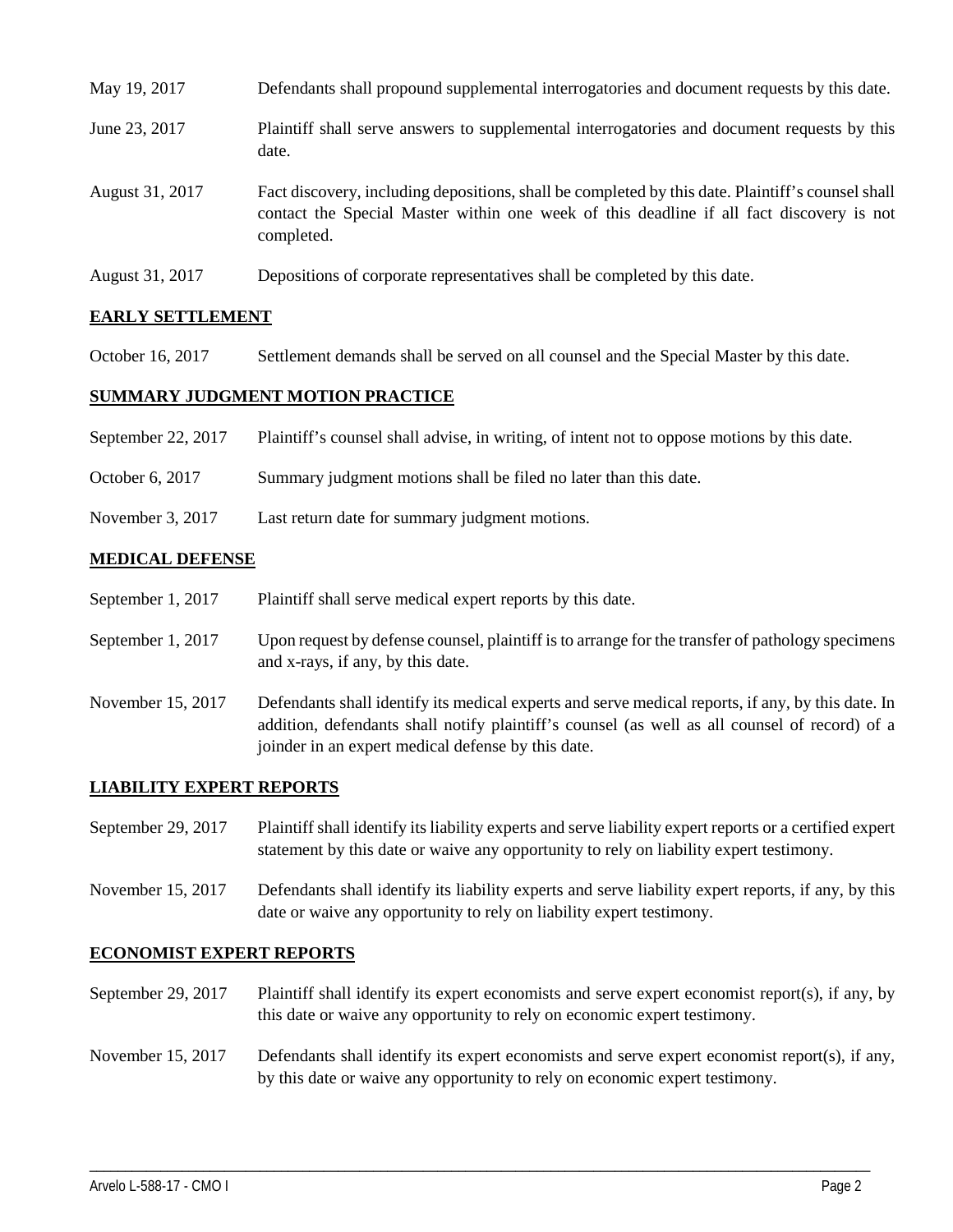May 19, 2017 Defendants shall propound supplemental interrogatories and document requests by this date.

June 23, 2017 Plaintiff shall serve answers to supplemental interrogatories and document requests by this date.

August 31, 2017 Fact discovery, including depositions, shall be completed by this date. Plaintiff's counsel shall contact the Special Master within one week of this deadline if all fact discovery is not completed.

August 31, 2017 Depositions of corporate representatives shall be completed by this date.

## EARLY SETTLEMENT

October 16, 2017 Settlement demands shall be served on all counsel and the Special Master by this date.

## SUMMARY JUDGMENT MOTION PRACTICE

September 22, 2017 Plaintiff's counsel shall advise, in writing, of intent not to oppose motions by this date.

October 6, 2017 Summary judgment motions shall be filed no later than this date.

November 3, 2017 Last return date for summary judgment motions.

## MEDICAL DEFENSE

September 1, 2017 Plaintiff shall serve medical expert reports by this date.

September 1, 2017 Upon request by defense counsel, plaintiff is to arrange for the transfer of pathology specimens and x-rays, if any, by this date.

November 15, 2017 Defendants shall identify its medical experts and serve medical reports, if any, by this date. In addition, defendants shall notify plaintiff's counsel (as well as all counsel of record) of a joinder in an expert medical defense by this date.

## LIABILITY EXPERT REPORTS

September 29, 2017 Plaintiff shall identify its liability experts and serve liability expert reports or a certified expert statement by this date or waive any opportunity to rely on liability expert testimony.

November 15, 2017 Defendants shall identify its liability experts and serve liability expert reports, if any, by this date or waive any opportunity to rely on liability expert testimony.

## ECONOMIST EXPERT REPORTS

September 29, 2017 Plaintiff shall identify its expert economists and serve expert economist report(s), if any, by this date or waive any opportunity to rely on economic expert testimony.

November 15, 2017 Defendants shall identify its expert economists and serve expert economist report(s), if any, by this date or waive any opportunity to rely on economic expert testimony.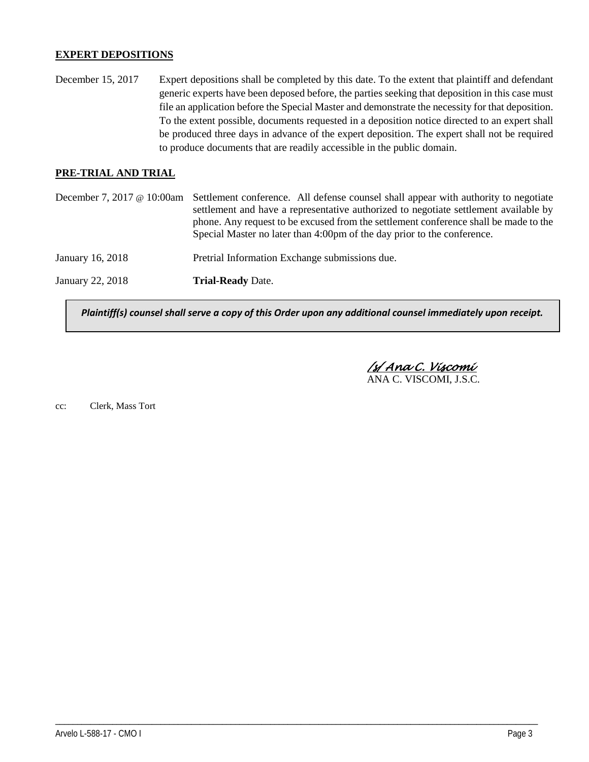**EXPERT DEPOSITIONS**

| | |
|---|---|
| December 15, 2017 | Expert depositions shall be completed by this date. To the extent that plaintiff and defendant generic experts have been deposed before, the parties seeking that deposition in this case must file an application before the Special Master and demonstrate the necessity for that deposition. To the extent possible, documents requested in a deposition notice directed to an expert shall be produced three days in advance of the expert deposition. The expert shall not be required to produce documents that are readily accessible in the public domain. |

**PRE-TRIAL AND TRIAL**

| | |
|---|---|
| December 7, 2017 @ 10:00am | Settlement conference. All defense counsel shall appear with authority to negotiate settlement and have a representative authorized to negotiate settlement available by phone. Any request to be excused from the settlement conference shall be made to the Special Master no later than 4:00pm of the day prior to the conference. |
| January 16, 2018 | Pretrial Information Exchange submissions due. |
| January 22, 2018 | **Trial-Ready** Date. |

***Plaintiff(s) counsel shall serve a copy of this Order upon any additional counsel immediately upon receipt.***

*/s/ Ana C. Viscomi*
ANA C. VISCOMI, J.S.C.

cc: Clerk, Mass Tort